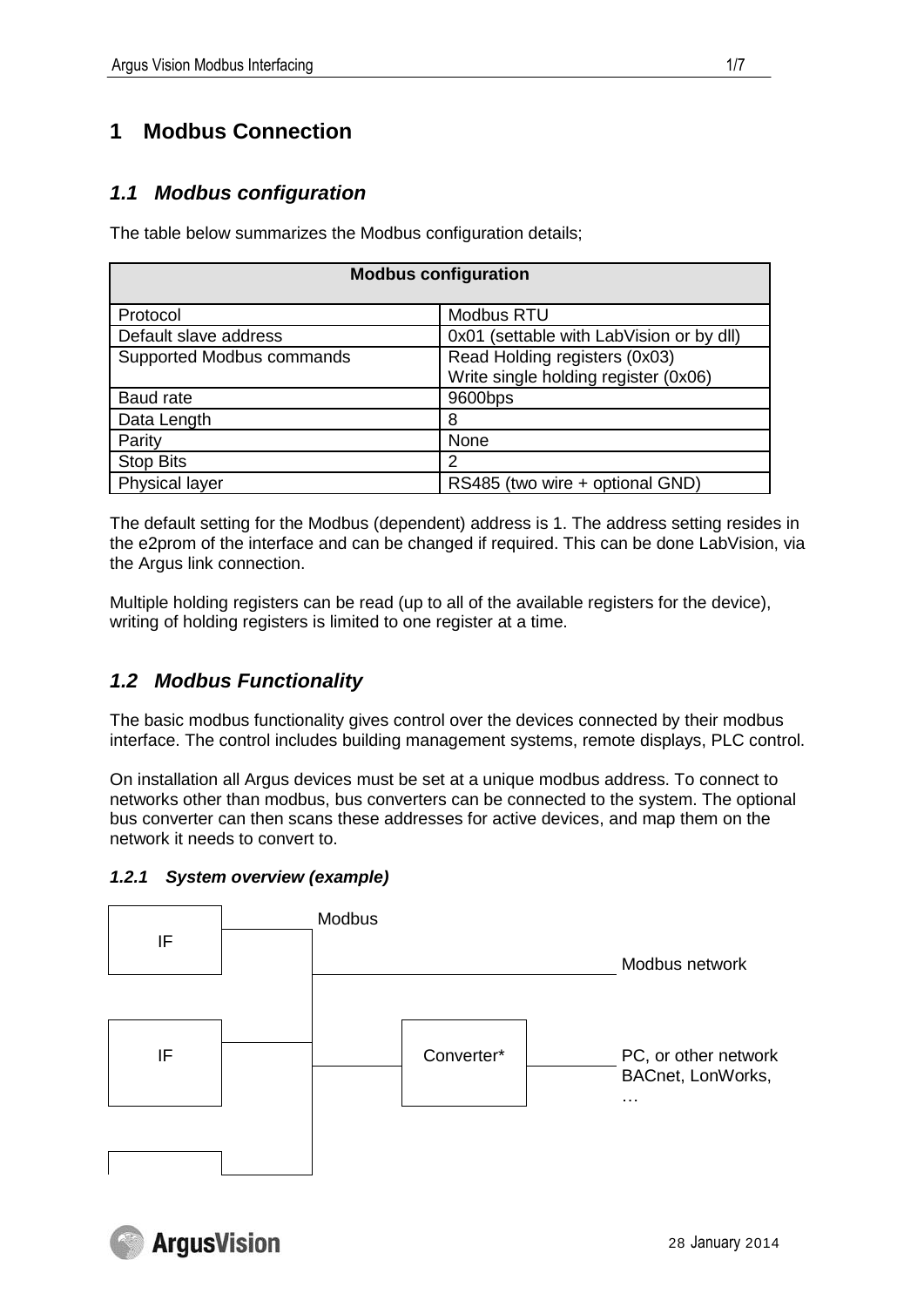# 1 Modbus Connection

## 1.1 Modbus configuration

The table below summarizes the Modbus configuration details;

| Modbus configuration | |
|---|---|
| Protocol | Modbus RTU |
| Default slave address | 0x01 (settable with LabVision or by dll) |
| Supported Modbus commands | Read Holding registers (0x03)<br>Write single holding register (0x06) |
| Baud rate | 9600bps |
| Data Length | 8 |
| Parity | None |
| Stop Bits | 2 |
| Physical layer | RS485 (two wire + optional GND) |

The default setting for the Modbus (dependent) address is 1. The address setting resides in the e2prom of the interface and can be changed if required. This can be done LabVision, via the Argus link connection.

Multiple holding registers can be read (up to all of the available registers for the device), writing of holding registers is limited to one register at a time.

## 1.2 Modbus Functionality

The basic modbus functionality gives control over the devices connected by their modbus interface. The control includes building management systems, remote displays, PLC control.

On installation all Argus devices must be set at a unique modbus address. To connect to networks other than modbus, bus converters can be connected to the system. The optional bus converter can then scans these addresses for active devices, and map them on the network it needs to convert to.

### 1.2.1 System overview (example)

IF

IF

Modbus

Modbus network

Converter*

PC, or other network BACnet, LonWorks, …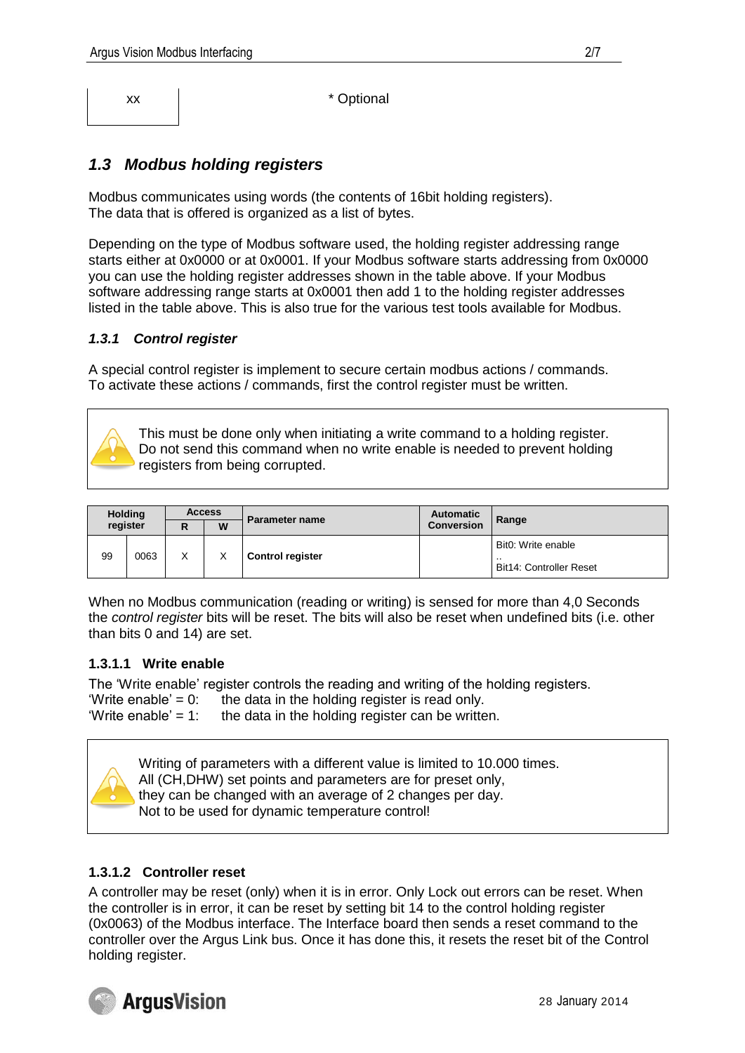| xx | * Optional |
|---|---|

## 1.3 *Modbus holding registers*

Modbus communicates using words (the contents of 16bit holding registers).
The data that is offered is organized as a list of bytes.

Depending on the type of Modbus software used, the holding register addressing range starts either at 0x0000 or at 0x0001. If your Modbus software starts addressing from 0x0000 you can use the holding register addresses shown in the table above. If your Modbus software addressing range starts at 0x0001 then add 1 to the holding register addresses listed in the table above. This is also true for the various test tools available for Modbus.

### *1.3.1 Control register*

A special control register is implement to secure certain modbus actions / commands.
To activate these actions / commands, first the control register must be written.

> This must be done only when initiating a write command to a holding register.
> Do not send this command when no write enable is needed to prevent holding registers from being corrupted.

| Holding register | | Access | | Parameter name | Automatic Conversion | Range |
|---|---|---|---|---|---|---|
| | | R | W | | | |
| 99 | 0063 | X | X | **Control register** | | Bit0: Write enable<br>..<br>Bit14: Controller Reset |

When no Modbus communication (reading or writing) is sensed for more than 4,0 Seconds the *control register* bits will be reset. The bits will also be reset when undefined bits (i.e. other than bits 0 and 14) are set.

#### 1.3.1.1 Write enable

The ‘Write enable’ register controls the reading and writing of the holding registers.
‘Write enable’ = 0: the data in the holding register is read only.
‘Write enable’ = 1: the data in the holding register can be written.

> Writing of parameters with a different value is limited to 10.000 times.
> All (CH,DHW) set points and parameters are for preset only,
> they can be changed with an average of 2 changes per day.
> Not to be used for dynamic temperature control!

#### 1.3.1.2 Controller reset

A controller may be reset (only) when it is in error. Only Lock out errors can be reset. When the controller is in error, it can be reset by setting bit 14 to the control holding register (0x0063) of the Modbus interface. The Interface board then sends a reset command to the controller over the Argus Link bus. Once it has done this, it resets the reset bit of the Control holding register.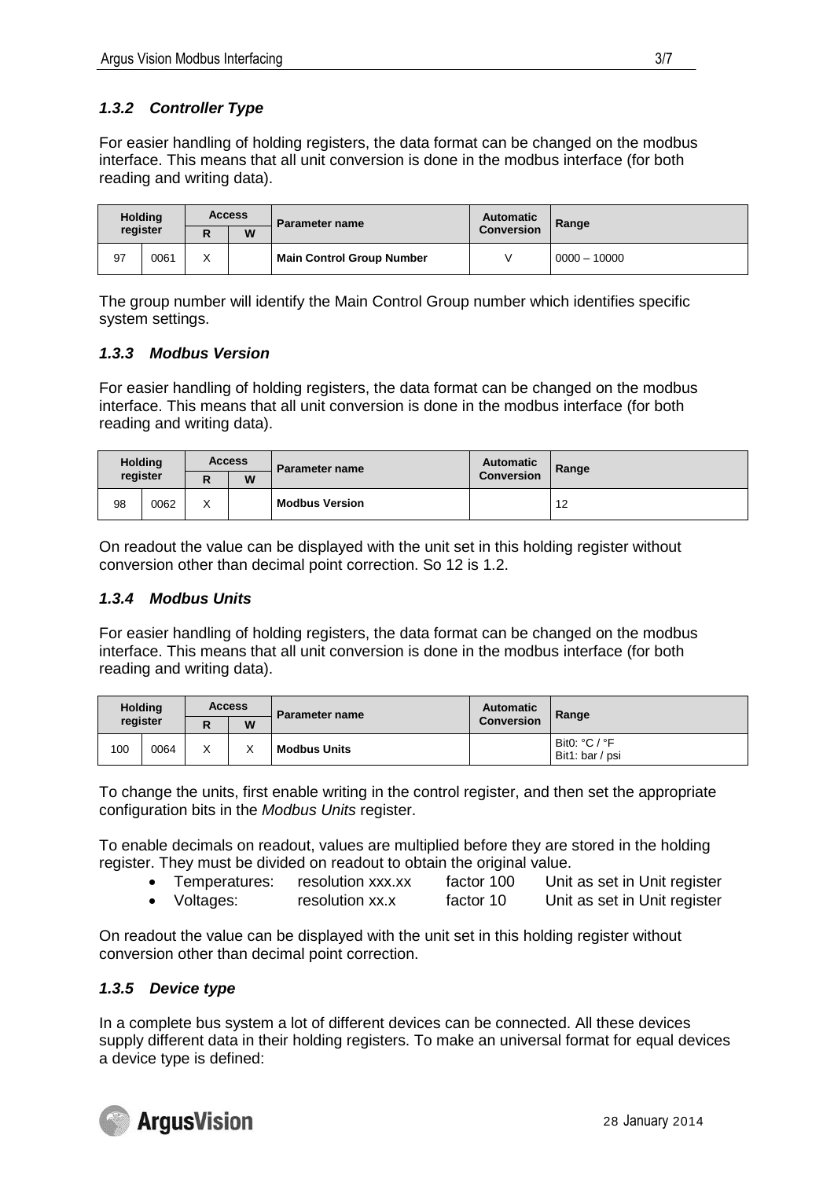### *1.3.2 Controller Type*

For easier handling of holding registers, the data format can be changed on the modbus interface. This means that all unit conversion is done in the modbus interface (for both reading and writing data).

| Holding register | | Access | | Parameter name | Automatic Conversion | Range |
|---|---|---|---|---|---|---|
| | | R | W | | | |
| 97 | 0061 | X | | **Main Control Group Number** | V | 0000 – 10000 |

The group number will identify the Main Control Group number which identifies specific system settings.

### *1.3.3 Modbus Version*

For easier handling of holding registers, the data format can be changed on the modbus interface. This means that all unit conversion is done in the modbus interface (for both reading and writing data).

| Holding register | | Access | | Parameter name | Automatic Conversion | Range |
|---|---|---|---|---|---|---|
| | | R | W | | | |
| 98 | 0062 | X | | **Modbus Version** | | 12 |

On readout the value can be displayed with the unit set in this holding register without conversion other than decimal point correction. So 12 is 1.2.

### *1.3.4 Modbus Units*

For easier handling of holding registers, the data format can be changed on the modbus interface. This means that all unit conversion is done in the modbus interface (for both reading and writing data).

| Holding register | | Access | | Parameter name | Automatic Conversion | Range |
|---|---|---|---|---|---|---|
| | | R | W | | | |
| 100 | 0064 | X | X | **Modbus Units** | | Bit0: °C / °F<br>Bit1: bar / psi |

To change the units, first enable writing in the control register, and then set the appropriate configuration bits in the *Modbus Units* register.

To enable decimals on readout, values are multiplied before they are stored in the holding register. They must be divided on readout to obtain the original value.

- Temperatures: resolution xxx.xx factor 100 Unit as set in Unit register
- Voltages: resolution xx.x factor 10 Unit as set in Unit register

On readout the value can be displayed with the unit set in this holding register without conversion other than decimal point correction.

### *1.3.5 Device type*

In a complete bus system a lot of different devices can be connected. All these devices supply different data in their holding registers. To make an universal format for equal devices a device type is defined: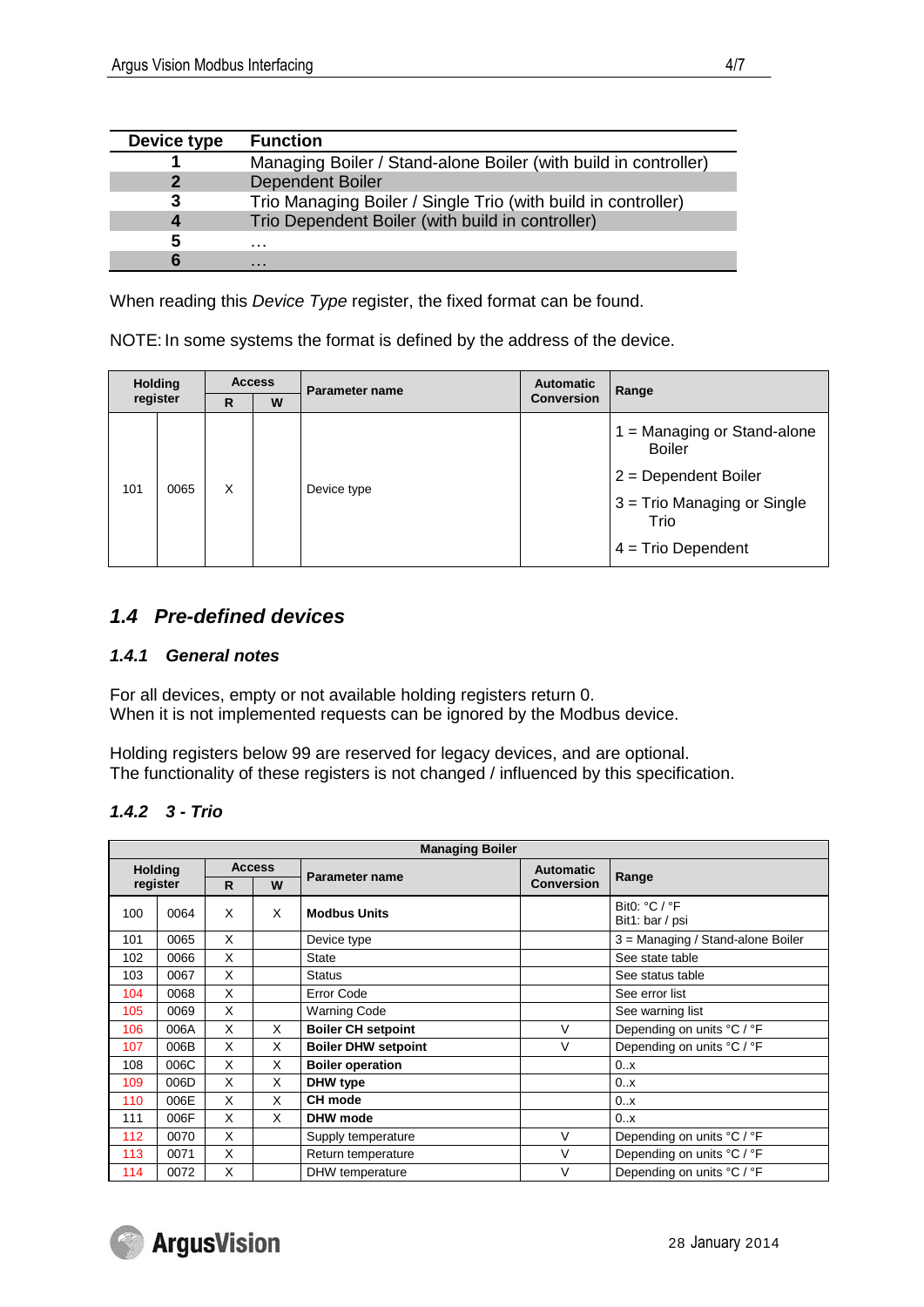| Device type | Function |
|---|---|
| **1** | Managing Boiler / Stand-alone Boiler (with build in controller) |
| **2** | Dependent Boiler |
| **3** | Trio Managing Boiler / Single Trio (with build in controller) |
| **4** | Trio Dependent Boiler (with build in controller) |
| **5** | … |
| **6** | … |

When reading this *Device Type* register, the fixed format can be found.

NOTE: In some systems the format is defined by the address of the device.

| Holding register | | Access R | Access W | Parameter name | Automatic Conversion | Range |
|---|---|---|---|---|---|---|
| 101 | 0065 | X | | Device type | | 1 = Managing or Stand-alone Boiler<br>2 = Dependent Boiler<br>3 = Trio Managing or Single Trio<br>4 = Trio Dependent |

## 1.4 Pre-defined devices

### 1.4.1 General notes

For all devices, empty or not available holding registers return 0.
When it is not implemented requests can be ignored by the Modbus device.

Holding registers below 99 are reserved for legacy devices, and are optional.
The functionality of these registers is not changed / influenced by this specification.

### 1.4.2 3 - Trio

| Managing Boiler | | | | | | |
|---|---|---|---|---|---|---|
| **Holding register** | | **Access R** | **Access W** | **Parameter name** | **Automatic Conversion** | **Range** |
| 100 | 0064 | X | X | **Modbus Units** | | Bit0: °C / °F<br>Bit1: bar / psi |
| 101 | 0065 | X | | Device type | | 3 = Managing / Stand-alone Boiler |
| 102 | 0066 | X | | State | | See state table |
| 103 | 0067 | X | | Status | | See status table |
| 104 | 0068 | X | | Error Code | | See error list |
| 105 | 0069 | X | | Warning Code | | See warning list |
| 106 | 006A | X | X | **Boiler CH setpoint** | V | Depending on units °C / °F |
| 107 | 006B | X | X | **Boiler DHW setpoint** | V | Depending on units °C / °F |
| 108 | 006C | X | X | **Boiler operation** | | 0..x |
| 109 | 006D | X | X | **DHW type** | | 0..x |
| 110 | 006E | X | X | **CH mode** | | 0..x |
| 111 | 006F | X | X | **DHW mode** | | 0..x |
| 112 | 0070 | X | | Supply temperature | V | Depending on units °C / °F |
| 113 | 0071 | X | | Return temperature | V | Depending on units °C / °F |
| 114 | 0072 | X | | DHW temperature | V | Depending on units °C / °F |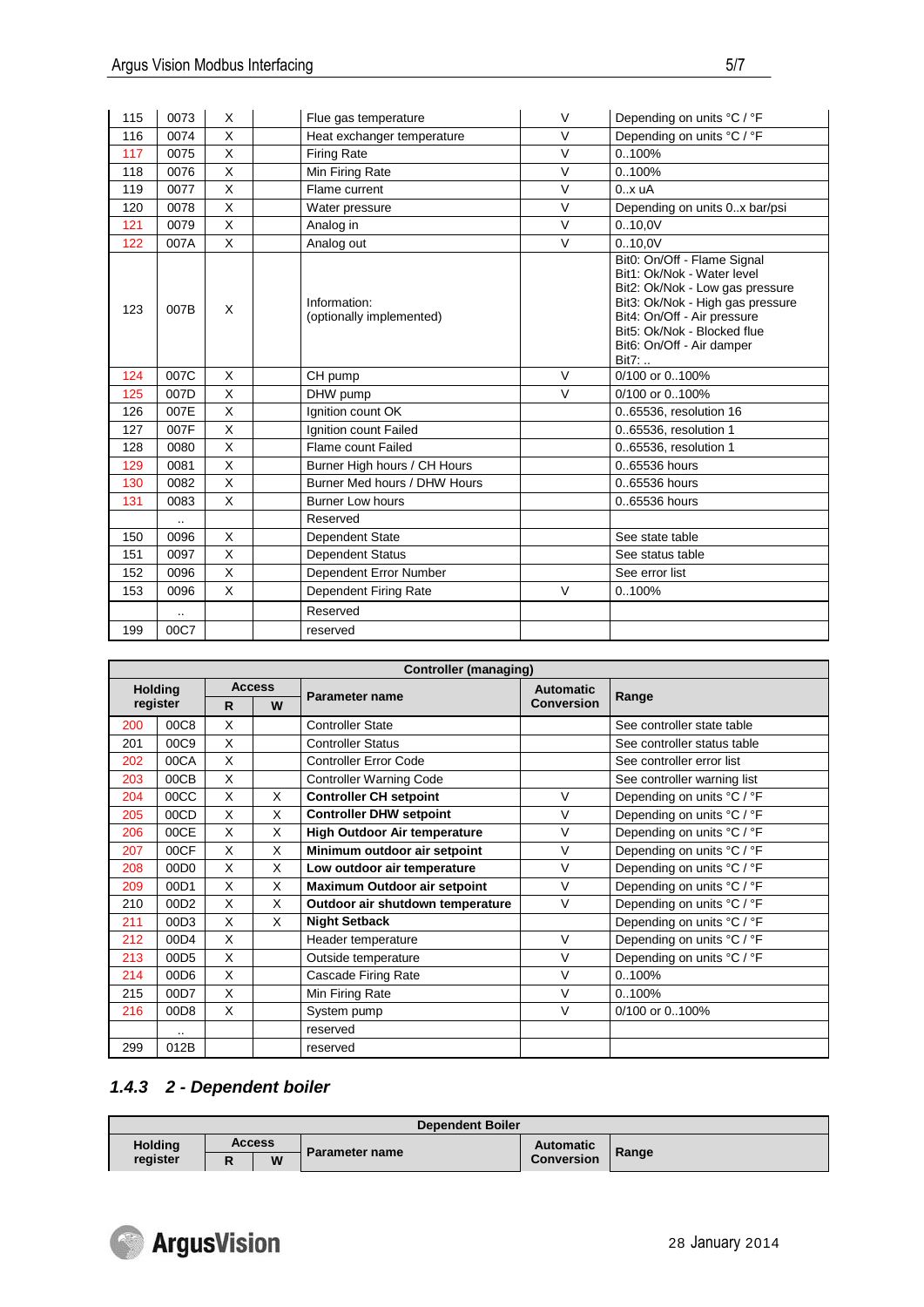| | | | | | | |
|---|---|---|---|---|---|---|
| 115 | 0073 | X | | Flue gas temperature | V | Depending on units °C / °F |
| 116 | 0074 | X | | Heat exchanger temperature | V | Depending on units °C / °F |
| 117 | 0075 | X | | Firing Rate | V | 0..100% |
| 118 | 0076 | X | | Min Firing Rate | V | 0..100% |
| 119 | 0077 | X | | Flame current | V | 0..x uA |
| 120 | 0078 | X | | Water pressure | V | Depending on units 0..x bar/psi |
| 121 | 0079 | X | | Analog in | V | 0..10,0V |
| 122 | 007A | X | | Analog out | V | 0..10,0V |
| 123 | 007B | X | | Information:<br>(optionally implemented) | | Bit0: On/Off - Flame Signal<br>Bit1: Ok/Nok - Water level<br>Bit2: Ok/Nok - Low gas pressure<br>Bit3: Ok/Nok - High gas pressure<br>Bit4: On/Off - Air pressure<br>Bit5: Ok/Nok - Blocked flue<br>Bit6: On/Off - Air damper<br>Bit7: .. |
| 124 | 007C | X | | CH pump | V | 0/100 or 0..100% |
| 125 | 007D | X | | DHW pump | V | 0/100 or 0..100% |
| 126 | 007E | X | | Ignition count OK | | 0..65536, resolution 16 |
| 127 | 007F | X | | Ignition count Failed | | 0..65536, resolution 1 |
| 128 | 0080 | X | | Flame count Failed | | 0..65536, resolution 1 |
| 129 | 0081 | X | | Burner High hours / CH Hours | | 0..65536 hours |
| 130 | 0082 | X | | Burner Med hours / DHW Hours | | 0..65536 hours |
| 131 | 0083 | X | | Burner Low hours | | 0..65536 hours |
| | .. | | | Reserved | | |
| 150 | 0096 | X | | Dependent State | | See state table |
| 151 | 0097 | X | | Dependent Status | | See status table |
| 152 | 0096 | X | | Dependent Error Number | | See error list |
| 153 | 0096 | X | | Dependent Firing Rate | V | 0..100% |
| | .. | | | Reserved | | |
| 199 | 00C7 | | | reserved | | |

| Controller (managing) | | | | | | |
|---|---|---|---|---|---|---|
| Holding register | | Access | | Parameter name | Automatic Conversion | Range |
| | | R | W | | | |
| 200 | 00C8 | X | | Controller State | | See controller state table |
| 201 | 00C9 | X | | Controller Status | | See controller status table |
| 202 | 00CA | X | | Controller Error Code | | See controller error list |
| 203 | 00CB | X | | Controller Warning Code | | See controller warning list |
| 204 | 00CC | X | X | **Controller CH setpoint** | V | Depending on units °C / °F |
| 205 | 00CD | X | X | **Controller DHW setpoint** | V | Depending on units °C / °F |
| 206 | 00CE | X | X | **High Outdoor Air temperature** | V | Depending on units °C / °F |
| 207 | 00CF | X | X | **Minimum outdoor air setpoint** | V | Depending on units °C / °F |
| 208 | 00D0 | X | X | **Low outdoor air temperature** | V | Depending on units °C / °F |
| 209 | 00D1 | X | X | **Maximum Outdoor air setpoint** | V | Depending on units °C / °F |
| 210 | 00D2 | X | X | **Outdoor air shutdown temperature** | V | Depending on units °C / °F |
| 211 | 00D3 | X | X | **Night Setback** | | Depending on units °C / °F |
| 212 | 00D4 | X | | Header temperature | V | Depending on units °C / °F |
| 213 | 00D5 | X | | Outside temperature | V | Depending on units °C / °F |
| 214 | 00D6 | X | | Cascade Firing Rate | V | 0..100% |
| 215 | 00D7 | X | | Min Firing Rate | V | 0..100% |
| 216 | 00D8 | X | | System pump | V | 0/100 or 0..100% |
| | .. | | | reserved | | |
| 299 | 012B | | | reserved | | |

### *1.4.3 2 - Dependent boiler*

| Dependent Boiler | | | | | | |
|---|---|---|---|---|---|---|
| Holding register | | Access | | Parameter name | Automatic Conversion | Range |
| | | R | W | | | |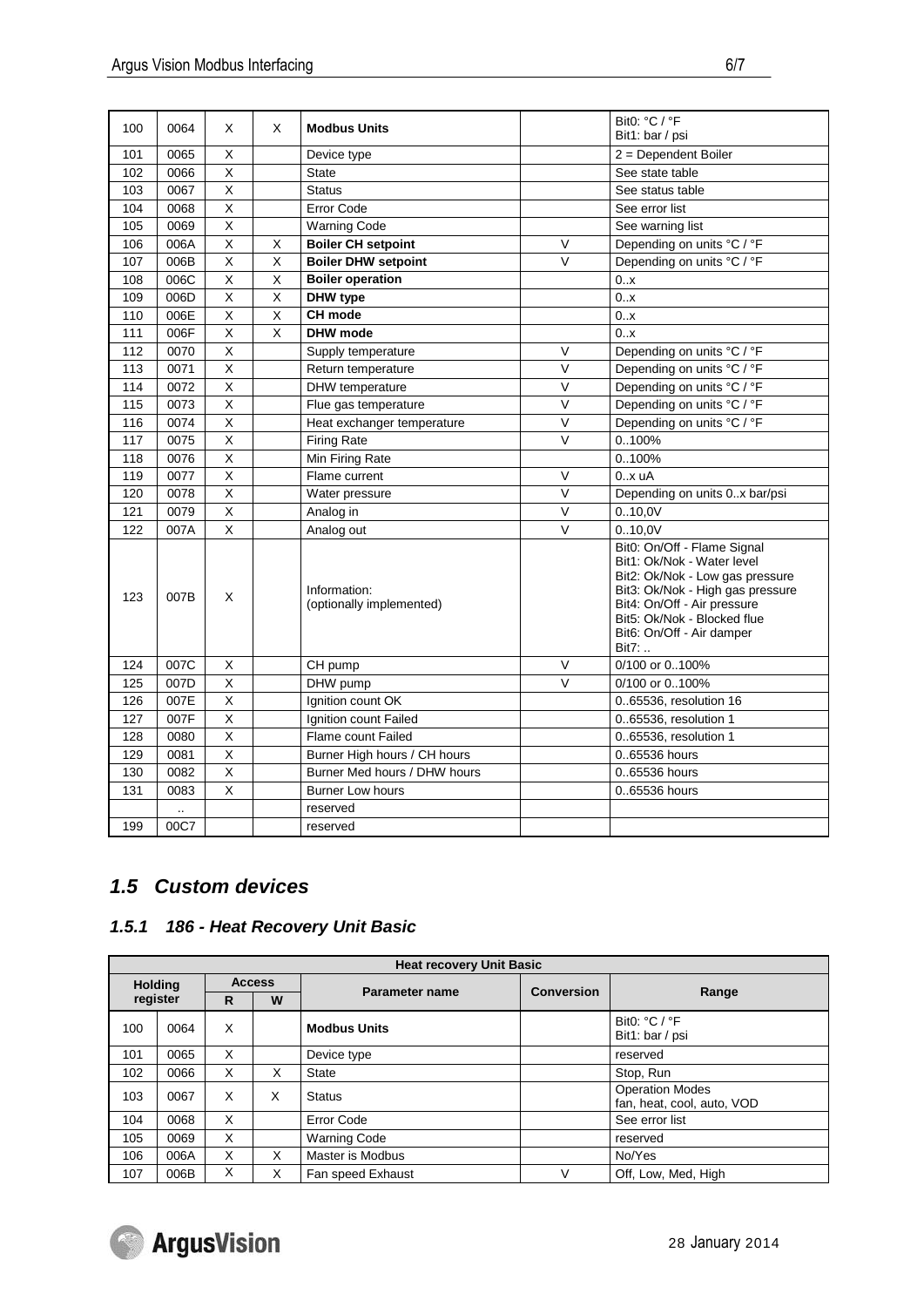| | | | | | | |
|---|---|---|---|---|---|---|
| 100 | 0064 | X | X | **Modbus Units** | | Bit0: °C / °F<br>Bit1: bar / psi |
| 101 | 0065 | X | | Device type | | 2 = Dependent Boiler |
| 102 | 0066 | X | | State | | See state table |
| 103 | 0067 | X | | Status | | See status table |
| 104 | 0068 | X | | Error Code | | See error list |
| 105 | 0069 | X | | Warning Code | | See warning list |
| 106 | 006A | X | X | **Boiler CH setpoint** | V | Depending on units °C / °F |
| 107 | 006B | X | X | **Boiler DHW setpoint** | V | Depending on units °C / °F |
| 108 | 006C | X | X | **Boiler operation** | | 0..x |
| 109 | 006D | X | X | **DHW type** | | 0..x |
| 110 | 006E | X | X | **CH mode** | | 0..x |
| 111 | 006F | X | X | **DHW mode** | | 0..x |
| 112 | 0070 | X | | Supply temperature | V | Depending on units °C / °F |
| 113 | 0071 | X | | Return temperature | V | Depending on units °C / °F |
| 114 | 0072 | X | | DHW temperature | V | Depending on units °C / °F |
| 115 | 0073 | X | | Flue gas temperature | V | Depending on units °C / °F |
| 116 | 0074 | X | | Heat exchanger temperature | V | Depending on units °C / °F |
| 117 | 0075 | X | | Firing Rate | V | 0..100% |
| 118 | 0076 | X | | Min Firing Rate | | 0..100% |
| 119 | 0077 | X | | Flame current | V | 0..x uA |
| 120 | 0078 | X | | Water pressure | V | Depending on units 0..x bar/psi |
| 121 | 0079 | X | | Analog in | V | 0..10,0V |
| 122 | 007A | X | | Analog out | V | 0..10,0V |
| 123 | 007B | X | | Information:<br>(optionally implemented) | | Bit0: On/Off - Flame Signal<br>Bit1: Ok/Nok - Water level<br>Bit2: Ok/Nok - Low gas pressure<br>Bit3: Ok/Nok - High gas pressure<br>Bit4: On/Off - Air pressure<br>Bit5: Ok/Nok - Blocked flue<br>Bit6: On/Off - Air damper<br>Bit7: .. |
| 124 | 007C | X | | CH pump | V | 0/100 or 0..100% |
| 125 | 007D | X | | DHW pump | V | 0/100 or 0..100% |
| 126 | 007E | X | | Ignition count OK | | 0..65536, resolution 16 |
| 127 | 007F | X | | Ignition count Failed | | 0..65536, resolution 1 |
| 128 | 0080 | X | | Flame count Failed | | 0..65536, resolution 1 |
| 129 | 0081 | X | | Burner High hours / CH hours | | 0..65536 hours |
| 130 | 0082 | X | | Burner Med hours / DHW hours | | 0..65536 hours |
| 131 | 0083 | X | | Burner Low hours | | 0..65536 hours |
| | .. | | | reserved | | |
| 199 | 00C7 | | | reserved | | |

## *1.5 Custom devices*

### *1.5.1 186 - Heat Recovery Unit Basic*

| Heat recovery Unit Basic | | | | | | |
|---|---|---|---|---|---|---|
| Holding register | | Access | | Parameter name | Conversion | Range |
| | | R | W | | | |
| 100 | 0064 | X | | **Modbus Units** | | Bit0: °C / °F<br>Bit1: bar / psi |
| 101 | 0065 | X | | Device type | | reserved |
| 102 | 0066 | X | X | State | | Stop, Run |
| 103 | 0067 | X | X | Status | | Operation Modes<br>fan, heat, cool, auto, VOD |
| 104 | 0068 | X | | Error Code | | See error list |
| 105 | 0069 | X | | Warning Code | | reserved |
| 106 | 006A | X | X | Master is Modbus | | No/Yes |
| 107 | 006B | X | X | Fan speed Exhaust | V | Off, Low, Med, High |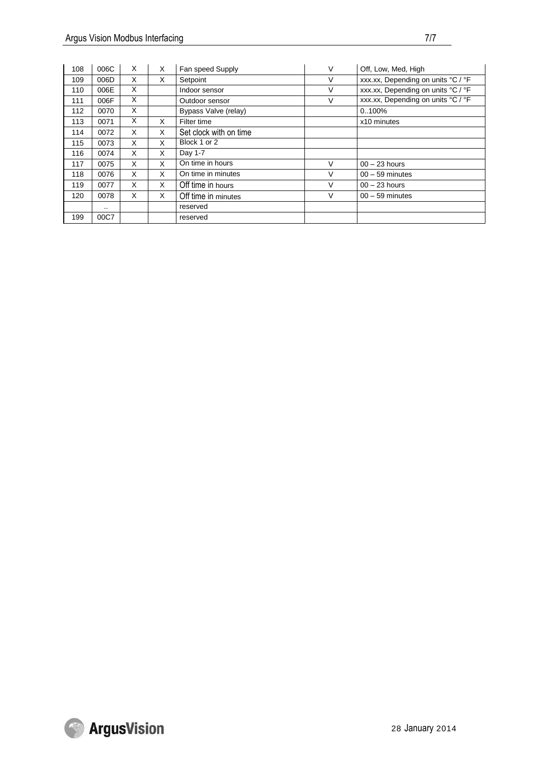| | | | | | | |
|---|---|---|---|---|---|---|
| 108 | 006C | X | X | Fan speed Supply | V | Off, Low, Med, High |
| 109 | 006D | X | X | Setpoint | V | xxx.xx, Depending on units °C / °F |
| 110 | 006E | X | | Indoor sensor | V | xxx.xx, Depending on units °C / °F |
| 111 | 006F | X | | Outdoor sensor | V | xxx.xx, Depending on units °C / °F |
| 112 | 0070 | X | | Bypass Valve (relay) | | 0..100% |
| 113 | 0071 | X | X | Filter time | | x10 minutes |
| 114 | 0072 | X | X | Set clock with on time | | |
| 115 | 0073 | X | X | Block 1 or 2 | | |
| 116 | 0074 | X | X | Day 1-7 | | |
| 117 | 0075 | X | X | On time in hours | V | 00 – 23 hours |
| 118 | 0076 | X | X | On time in minutes | V | 00 – 59 minutes |
| 119 | 0077 | X | X | Off time in hours | V | 00 – 23 hours |
| 120 | 0078 | X | X | Off time in minutes | V | 00 – 59 minutes |
| | .. | | | reserved | | |
| 199 | 00C7 | | | reserved | | |